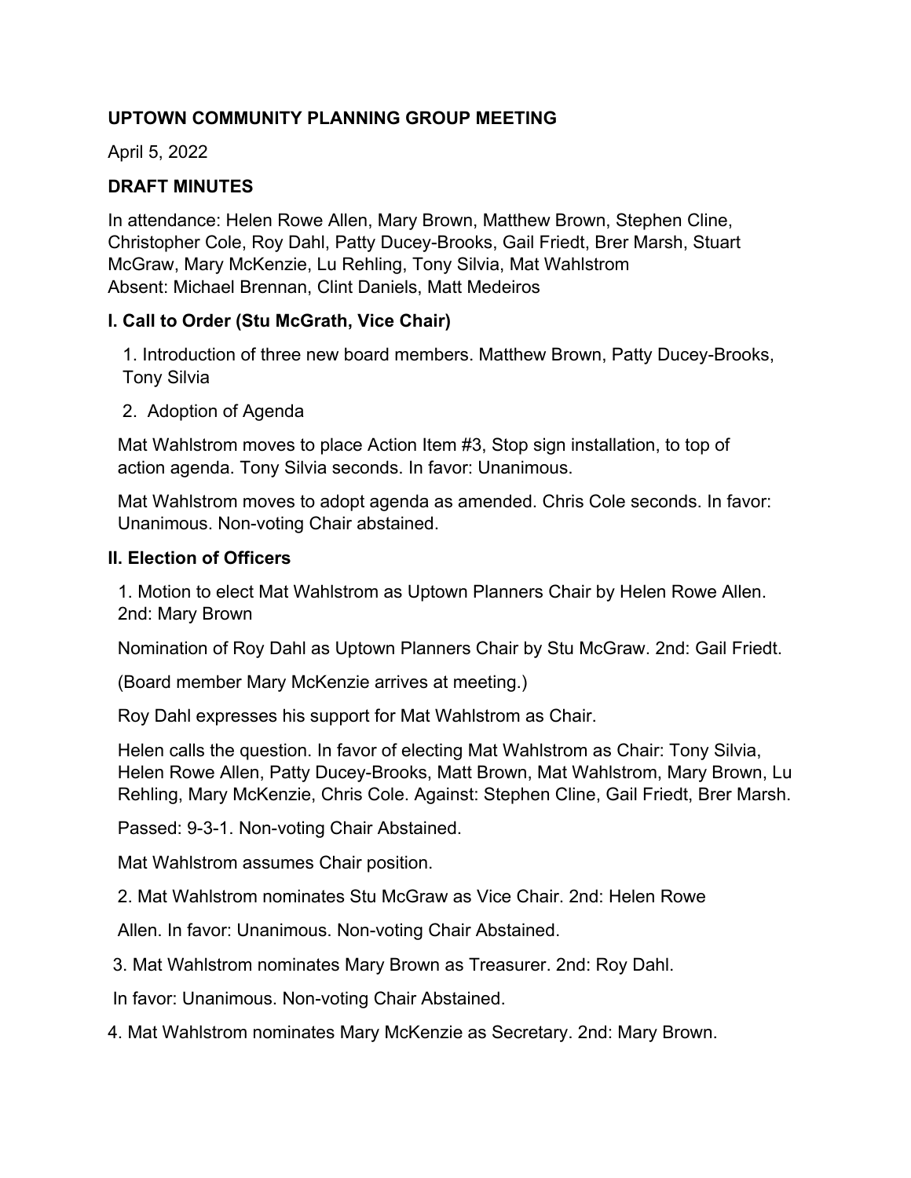## UPTOWN COMMUNITY PLANNING GROUP MEETING

April 5, 2022

### DRAFT MINUTES

In attendance: Helen Rowe Allen, Mary Brown, Matthew Brown, Stephen Cline, Christopher Cole, Roy Dahl, Patty Ducey-Brooks, Gail Friedt, Brer Marsh, Stuart McGraw, Mary McKenzie, Lu Rehling, Tony Silvia, Mat Wahlstrom
Absent: Michael Brennan, Clint Daniels, Matt Medeiros

### I. Call to Order (Stu McGrath, Vice Chair)

1. Introduction of three new board members. Matthew Brown, Patty Ducey-Brooks, Tony Silvia
2. Adoption of Agenda

Mat Wahlstrom moves to place Action Item #3, Stop sign installation, to top of action agenda. Tony Silvia seconds. In favor: Unanimous.

Mat Wahlstrom moves to adopt agenda as amended. Chris Cole seconds. In favor: Unanimous. Non-voting Chair abstained.

### II. Election of Officers

1. Motion to elect Mat Wahlstrom as Uptown Planners Chair by Helen Rowe Allen. 2nd: Mary Brown

Nomination of Roy Dahl as Uptown Planners Chair by Stu McGraw. 2nd: Gail Friedt.

(Board member Mary McKenzie arrives at meeting.)

Roy Dahl expresses his support for Mat Wahlstrom as Chair.

Helen calls the question. In favor of electing Mat Wahlstrom as Chair: Tony Silvia, Helen Rowe Allen, Patty Ducey-Brooks, Matt Brown, Mat Wahlstrom, Mary Brown, Lu Rehling, Mary McKenzie, Chris Cole. Against: Stephen Cline, Gail Friedt, Brer Marsh.

Passed: 9-3-1. Non-voting Chair Abstained.

Mat Wahlstrom assumes Chair position.

2. Mat Wahlstrom nominates Stu McGraw as Vice Chair. 2nd: Helen Rowe Allen. In favor: Unanimous. Non-voting Chair Abstained.

3. Mat Wahlstrom nominates Mary Brown as Treasurer. 2nd: Roy Dahl. In favor: Unanimous. Non-voting Chair Abstained.

4. Mat Wahlstrom nominates Mary McKenzie as Secretary. 2nd: Mary Brown.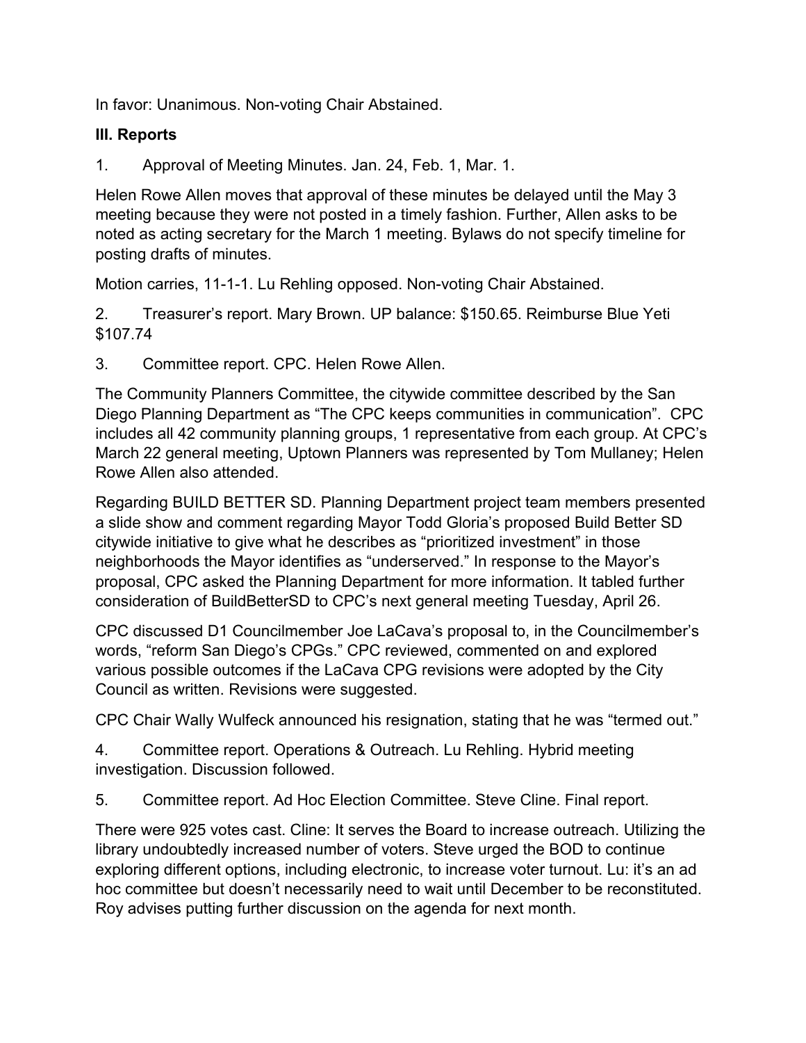In favor: Unanimous. Non-voting Chair Abstained.

**III. Reports**

1. Approval of Meeting Minutes. Jan. 24, Feb. 1, Mar. 1.

Helen Rowe Allen moves that approval of these minutes be delayed until the May 3 meeting because they were not posted in a timely fashion. Further, Allen asks to be noted as acting secretary for the March 1 meeting. Bylaws do not specify timeline for posting drafts of minutes.

Motion carries, 11-1-1. Lu Rehling opposed. Non-voting Chair Abstained.

2. Treasurer's report. Mary Brown. UP balance: $150.65. Reimburse Blue Yeti $107.74

3. Committee report. CPC. Helen Rowe Allen.

The Community Planners Committee, the citywide committee described by the San Diego Planning Department as "The CPC keeps communities in communication". CPC includes all 42 community planning groups, 1 representative from each group. At CPC's March 22 general meeting, Uptown Planners was represented by Tom Mullaney; Helen Rowe Allen also attended.

Regarding BUILD BETTER SD. Planning Department project team members presented a slide show and comment regarding Mayor Todd Gloria's proposed Build Better SD citywide initiative to give what he describes as "prioritized investment" in those neighborhoods the Mayor identifies as "underserved." In response to the Mayor's proposal, CPC asked the Planning Department for more information. It tabled further consideration of BuildBetterSD to CPC's next general meeting Tuesday, April 26.

CPC discussed D1 Councilmember Joe LaCava's proposal to, in the Councilmember's words, "reform San Diego's CPGs." CPC reviewed, commented on and explored various possible outcomes if the LaCava CPG revisions were adopted by the City Council as written. Revisions were suggested.

CPC Chair Wally Wulfeck announced his resignation, stating that he was "termed out."

4. Committee report. Operations & Outreach. Lu Rehling. Hybrid meeting investigation. Discussion followed.

5. Committee report. Ad Hoc Election Committee. Steve Cline. Final report.

There were 925 votes cast. Cline: It serves the Board to increase outreach. Utilizing the library undoubtedly increased number of voters. Steve urged the BOD to continue exploring different options, including electronic, to increase voter turnout. Lu: it's an ad hoc committee but doesn't necessarily need to wait until December to be reconstituted. Roy advises putting further discussion on the agenda for next month.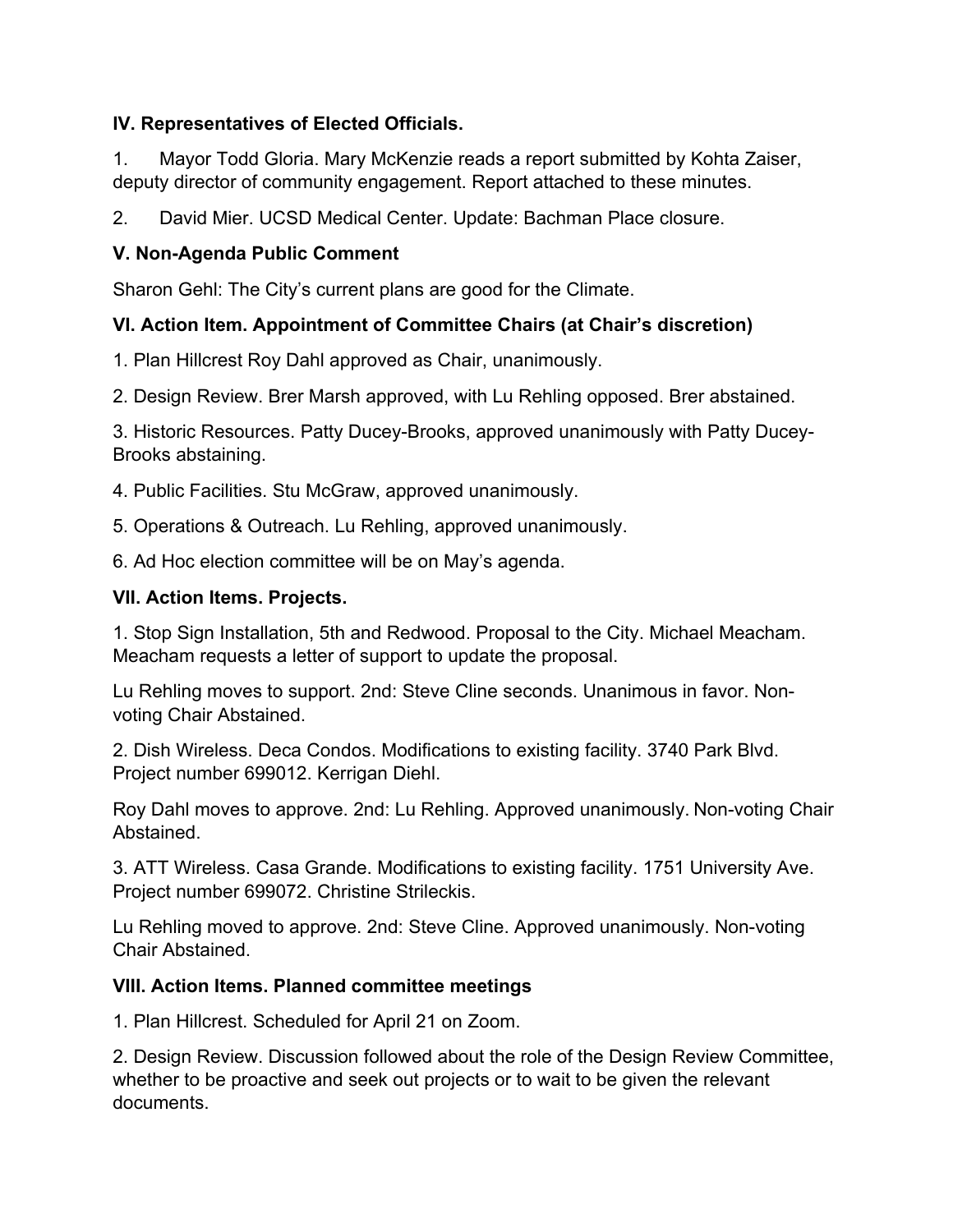**IV. Representatives of Elected Officials.**

1. Mayor Todd Gloria. Mary McKenzie reads a report submitted by Kohta Zaiser, deputy director of community engagement. Report attached to these minutes.

2. David Mier. UCSD Medical Center. Update: Bachman Place closure.

**V. Non-Agenda Public Comment**

Sharon Gehl: The City's current plans are good for the Climate.

**VI. Action Item. Appointment of Committee Chairs (at Chair's discretion)**

1. Plan Hillcrest Roy Dahl approved as Chair, unanimously.

2. Design Review. Brer Marsh approved, with Lu Rehling opposed. Brer abstained.

3. Historic Resources. Patty Ducey-Brooks, approved unanimously with Patty Ducey-Brooks abstaining.

4. Public Facilities. Stu McGraw, approved unanimously.

5. Operations & Outreach. Lu Rehling, approved unanimously.

6. Ad Hoc election committee will be on May's agenda.

**VII. Action Items. Projects.**

1. Stop Sign Installation, 5th and Redwood. Proposal to the City. Michael Meacham. Meacham requests a letter of support to update the proposal.

Lu Rehling moves to support. 2nd: Steve Cline seconds. Unanimous in favor. Non-voting Chair Abstained.

2. Dish Wireless. Deca Condos. Modifications to existing facility. 3740 Park Blvd. Project number 699012. Kerrigan Diehl.

Roy Dahl moves to approve. 2nd: Lu Rehling. Approved unanimously. Non-voting Chair Abstained.

3. ATT Wireless. Casa Grande. Modifications to existing facility. 1751 University Ave. Project number 699072. Christine Strileckis.

Lu Rehling moved to approve. 2nd: Steve Cline. Approved unanimously. Non-voting Chair Abstained.

**VIII. Action Items. Planned committee meetings**

1. Plan Hillcrest. Scheduled for April 21 on Zoom.

2. Design Review. Discussion followed about the role of the Design Review Committee, whether to be proactive and seek out projects or to wait to be given the relevant documents.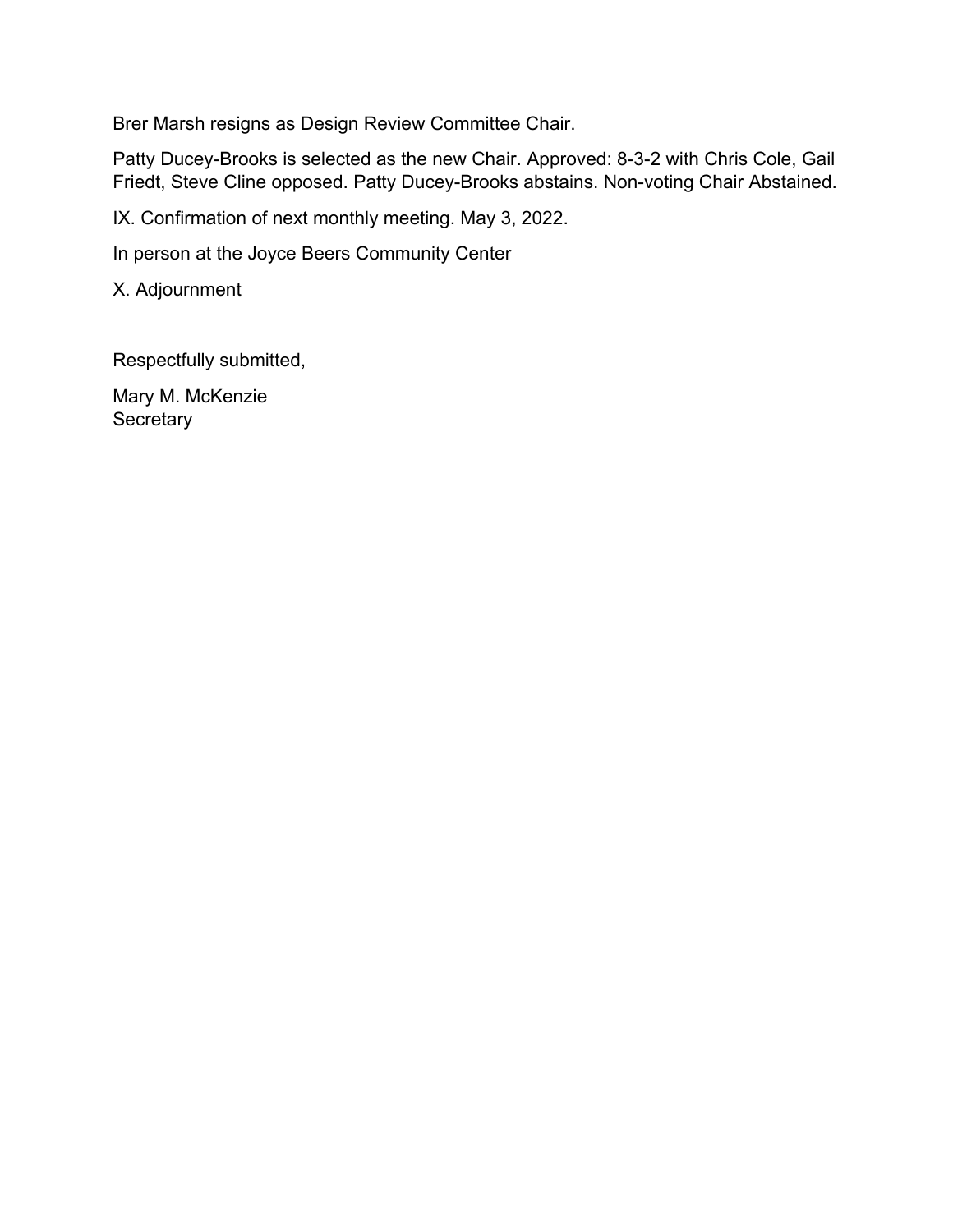Brer Marsh resigns as Design Review Committee Chair.

Patty Ducey-Brooks is selected as the new Chair. Approved: 8-3-2 with Chris Cole, Gail Friedt, Steve Cline opposed. Patty Ducey-Brooks abstains. Non-voting Chair Abstained.

IX. Confirmation of next monthly meeting. May 3, 2022.

In person at the Joyce Beers Community Center

X. Adjournment

Respectfully submitted,

Mary M. McKenzie
Secretary